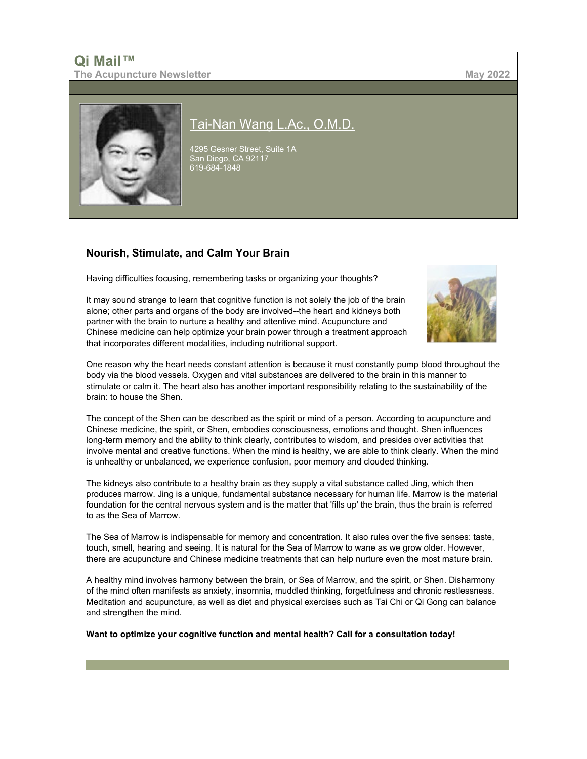**Qi Mail™**
**The Acupuncture Newsletter** **May 2022**

Tai-Nan Wang L.Ac., O.M.D.

4295 Gesner Street, Suite 1A
San Diego, CA 92117
619-684-1848

### Nourish, Stimulate, and Calm Your Brain

Having difficulties focusing, remembering tasks or organizing your thoughts?

It may sound strange to learn that cognitive function is not solely the job of the brain alone; other parts and organs of the body are involved--the heart and kidneys both partner with the brain to nurture a healthy and attentive mind. Acupuncture and Chinese medicine can help optimize your brain power through a treatment approach that incorporates different modalities, including nutritional support.

One reason why the heart needs constant attention is because it must constantly pump blood throughout the body via the blood vessels. Oxygen and vital substances are delivered to the brain in this manner to stimulate or calm it. The heart also has another important responsibility relating to the sustainability of the brain: to house the Shen.

The concept of the Shen can be described as the spirit or mind of a person. According to acupuncture and Chinese medicine, the spirit, or Shen, embodies consciousness, emotions and thought. Shen influences long-term memory and the ability to think clearly, contributes to wisdom, and presides over activities that involve mental and creative functions. When the mind is healthy, we are able to think clearly. When the mind is unhealthy or unbalanced, we experience confusion, poor memory and clouded thinking.

The kidneys also contribute to a healthy brain as they supply a vital substance called Jing, which then produces marrow. Jing is a unique, fundamental substance necessary for human life. Marrow is the material foundation for the central nervous system and is the matter that 'fills up' the brain, thus the brain is referred to as the Sea of Marrow.

The Sea of Marrow is indispensable for memory and concentration. It also rules over the five senses: taste, touch, smell, hearing and seeing. It is natural for the Sea of Marrow to wane as we grow older. However, there are acupuncture and Chinese medicine treatments that can help nurture even the most mature brain.

A healthy mind involves harmony between the brain, or Sea of Marrow, and the spirit, or Shen. Disharmony of the mind often manifests as anxiety, insomnia, muddled thinking, forgetfulness and chronic restlessness. Meditation and acupuncture, as well as diet and physical exercises such as Tai Chi or Qi Gong can balance and strengthen the mind.

**Want to optimize your cognitive function and mental health? Call for a consultation today!**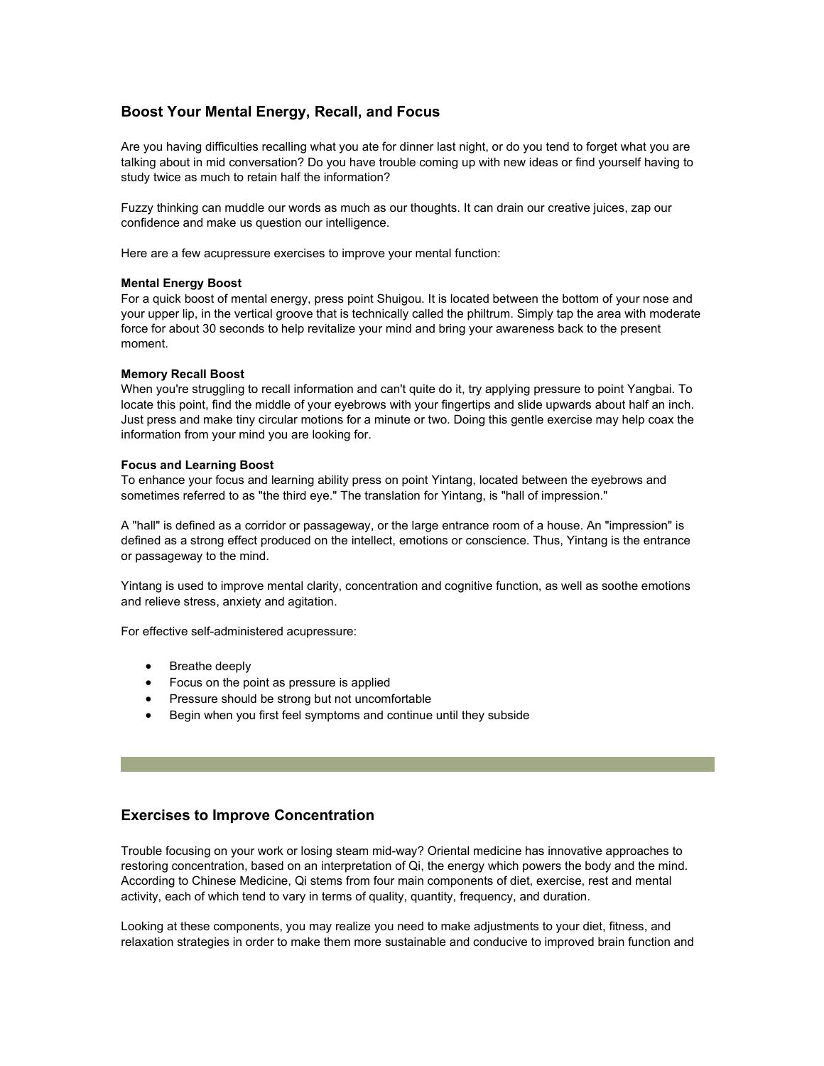## Boost Your Mental Energy, Recall, and Focus

Are you having difficulties recalling what you ate for dinner last night, or do you tend to forget what you are talking about in mid conversation? Do you have trouble coming up with new ideas or find yourself having to study twice as much to retain half the information?

Fuzzy thinking can muddle our words as much as our thoughts. It can drain our creative juices, zap our confidence and make us question our intelligence.

Here are a few acupressure exercises to improve your mental function:

**Mental Energy Boost**
For a quick boost of mental energy, press point Shuigou. It is located between the bottom of your nose and your upper lip, in the vertical groove that is technically called the philtrum. Simply tap the area with moderate force for about 30 seconds to help revitalize your mind and bring your awareness back to the present moment.

**Memory Recall Boost**
When you're struggling to recall information and can't quite do it, try applying pressure to point Yangbai. To locate this point, find the middle of your eyebrows with your fingertips and slide upwards about half an inch. Just press and make tiny circular motions for a minute or two. Doing this gentle exercise may help coax the information from your mind you are looking for.

**Focus and Learning Boost**
To enhance your focus and learning ability press on point Yintang, located between the eyebrows and sometimes referred to as "the third eye." The translation for Yintang, is "hall of impression."

A "hall" is defined as a corridor or passageway, or the large entrance room of a house. An "impression" is defined as a strong effect produced on the intellect, emotions or conscience. Thus, Yintang is the entrance or passageway to the mind.

Yintang is used to improve mental clarity, concentration and cognitive function, as well as soothe emotions and relieve stress, anxiety and agitation.

For effective self-administered acupressure:

- Breathe deeply
- Focus on the point as pressure is applied
- Pressure should be strong but not uncomfortable
- Begin when you first feel symptoms and continue until they subside

---

## Exercises to Improve Concentration

Trouble focusing on your work or losing steam mid-way? Oriental medicine has innovative approaches to restoring concentration, based on an interpretation of Qi, the energy which powers the body and the mind. According to Chinese Medicine, Qi stems from four main components of diet, exercise, rest and mental activity, each of which tend to vary in terms of quality, quantity, frequency, and duration.

Looking at these components, you may realize you need to make adjustments to your diet, fitness, and relaxation strategies in order to make them more sustainable and conducive to improved brain function and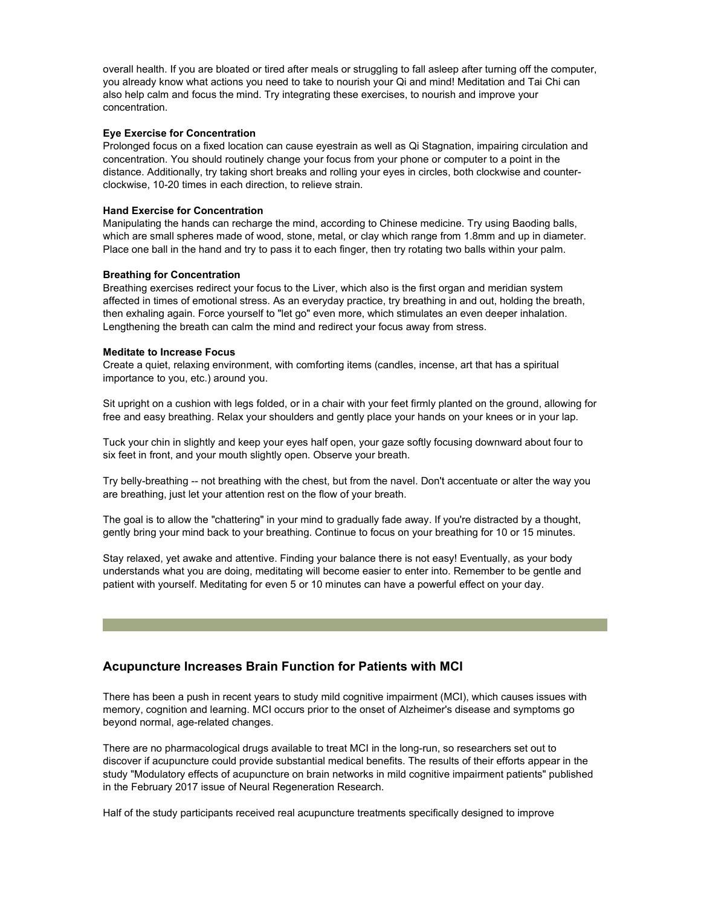overall health. If you are bloated or tired after meals or struggling to fall asleep after turning off the computer, you already know what actions you need to take to nourish your Qi and mind! Meditation and Tai Chi can also help calm and focus the mind. Try integrating these exercises, to nourish and improve your concentration.

**Eye Exercise for Concentration**
Prolonged focus on a fixed location can cause eyestrain as well as Qi Stagnation, impairing circulation and concentration. You should routinely change your focus from your phone or computer to a point in the distance. Additionally, try taking short breaks and rolling your eyes in circles, both clockwise and counter-clockwise, 10-20 times in each direction, to relieve strain.

**Hand Exercise for Concentration**
Manipulating the hands can recharge the mind, according to Chinese medicine. Try using Baoding balls, which are small spheres made of wood, stone, metal, or clay which range from 1.8mm and up in diameter. Place one ball in the hand and try to pass it to each finger, then try rotating two balls within your palm.

**Breathing for Concentration**
Breathing exercises redirect your focus to the Liver, which also is the first organ and meridian system affected in times of emotional stress. As an everyday practice, try breathing in and out, holding the breath, then exhaling again. Force yourself to "let go" even more, which stimulates an even deeper inhalation. Lengthening the breath can calm the mind and redirect your focus away from stress.

**Meditate to Increase Focus**
Create a quiet, relaxing environment, with comforting items (candles, incense, art that has a spiritual importance to you, etc.) around you.

Sit upright on a cushion with legs folded, or in a chair with your feet firmly planted on the ground, allowing for free and easy breathing. Relax your shoulders and gently place your hands on your knees or in your lap.

Tuck your chin in slightly and keep your eyes half open, your gaze softly focusing downward about four to six feet in front, and your mouth slightly open. Observe your breath.

Try belly-breathing -- not breathing with the chest, but from the navel. Don't accentuate or alter the way you are breathing, just let your attention rest on the flow of your breath.

The goal is to allow the "chattering" in your mind to gradually fade away. If you're distracted by a thought, gently bring your mind back to your breathing. Continue to focus on your breathing for 10 or 15 minutes.

Stay relaxed, yet awake and attentive. Finding your balance there is not easy! Eventually, as your body understands what you are doing, meditating will become easier to enter into. Remember to be gentle and patient with yourself. Meditating for even 5 or 10 minutes can have a powerful effect on your day.

---

## Acupuncture Increases Brain Function for Patients with MCI

There has been a push in recent years to study mild cognitive impairment (MCI), which causes issues with memory, cognition and learning. MCI occurs prior to the onset of Alzheimer's disease and symptoms go beyond normal, age-related changes.

There are no pharmacological drugs available to treat MCI in the long-run, so researchers set out to discover if acupuncture could provide substantial medical benefits. The results of their efforts appear in the study "Modulatory effects of acupuncture on brain networks in mild cognitive impairment patients" published in the February 2017 issue of Neural Regeneration Research.

Half of the study participants received real acupuncture treatments specifically designed to improve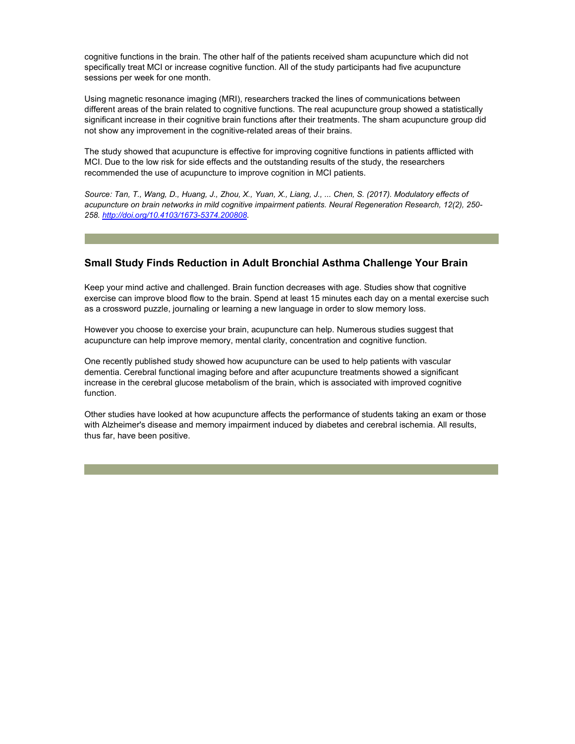cognitive functions in the brain. The other half of the patients received sham acupuncture which did not specifically treat MCI or increase cognitive function. All of the study participants had five acupuncture sessions per week for one month.

Using magnetic resonance imaging (MRI), researchers tracked the lines of communications between different areas of the brain related to cognitive functions. The real acupuncture group showed a statistically significant increase in their cognitive brain functions after their treatments. The sham acupuncture group did not show any improvement in the cognitive-related areas of their brains.

The study showed that acupuncture is effective for improving cognitive functions in patients afflicted with MCI. Due to the low risk for side effects and the outstanding results of the study, the researchers recommended the use of acupuncture to improve cognition in MCI patients.

*Source: Tan, T., Wang, D., Huang, J., Zhou, X., Yuan, X., Liang, J., ... Chen, S. (2017). Modulatory effects of acupuncture on brain networks in mild cognitive impairment patients. Neural Regeneration Research, 12(2), 250-258. [http://doi.org/10.4103/1673-5374.200808](http://doi.org/10.4103/1673-5374.200808).*

---

### Small Study Finds Reduction in Adult Bronchial Asthma Challenge Your Brain

Keep your mind active and challenged. Brain function decreases with age. Studies show that cognitive exercise can improve blood flow to the brain. Spend at least 15 minutes each day on a mental exercise such as a crossword puzzle, journaling or learning a new language in order to slow memory loss.

However you choose to exercise your brain, acupuncture can help. Numerous studies suggest that acupuncture can help improve memory, mental clarity, concentration and cognitive function.

One recently published study showed how acupuncture can be used to help patients with vascular dementia. Cerebral functional imaging before and after acupuncture treatments showed a significant increase in the cerebral glucose metabolism of the brain, which is associated with improved cognitive function.

Other studies have looked at how acupuncture affects the performance of students taking an exam or those with Alzheimer's disease and memory impairment induced by diabetes and cerebral ischemia. All results, thus far, have been positive.

---